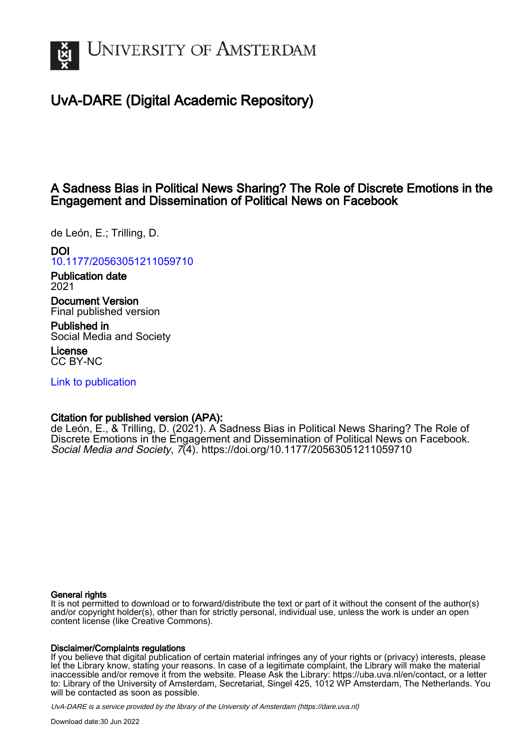# University of Amsterdam

## UvA-DARE (Digital Academic Repository)

### A Sadness Bias in Political News Sharing? The Role of Discrete Emotions in the Engagement and Dissemination of Political News on Facebook

de León, E.; Trilling, D.

**DOI**
10.1177/20563051211059710

**Publication date**
2021

**Document Version**
Final published version

**Published in**
Social Media and Society

**License**
CC BY-NC

Link to publication

**Citation for published version (APA):**
de León, E., & Trilling, D. (2021). A Sadness Bias in Political News Sharing? The Role of Discrete Emotions in the Engagement and Dissemination of Political News on Facebook. *Social Media and Society*, *7*(4). https://doi.org/10.1177/20563051211059710

**General rights**
It is not permitted to download or to forward/distribute the text or part of it without the consent of the author(s) and/or copyright holder(s), other than for strictly personal, individual use, unless the work is under an open content license (like Creative Commons).

**Disclaimer/Complaints regulations**
If you believe that digital publication of certain material infringes any of your rights or (privacy) interests, please let the Library know, stating your reasons. In case of a legitimate complaint, the Library will make the material inaccessible and/or remove it from the website. Please Ask the Library: https://uba.uva.nl/en/contact, or a letter to: Library of the University of Amsterdam, Secretariat, Singel 425, 1012 WP Amsterdam, The Netherlands. You will be contacted as soon as possible.

*UvA-DARE is a service provided by the library of the University of Amsterdam (https://dare.uva.nl)*

Download date:30 Jun 2022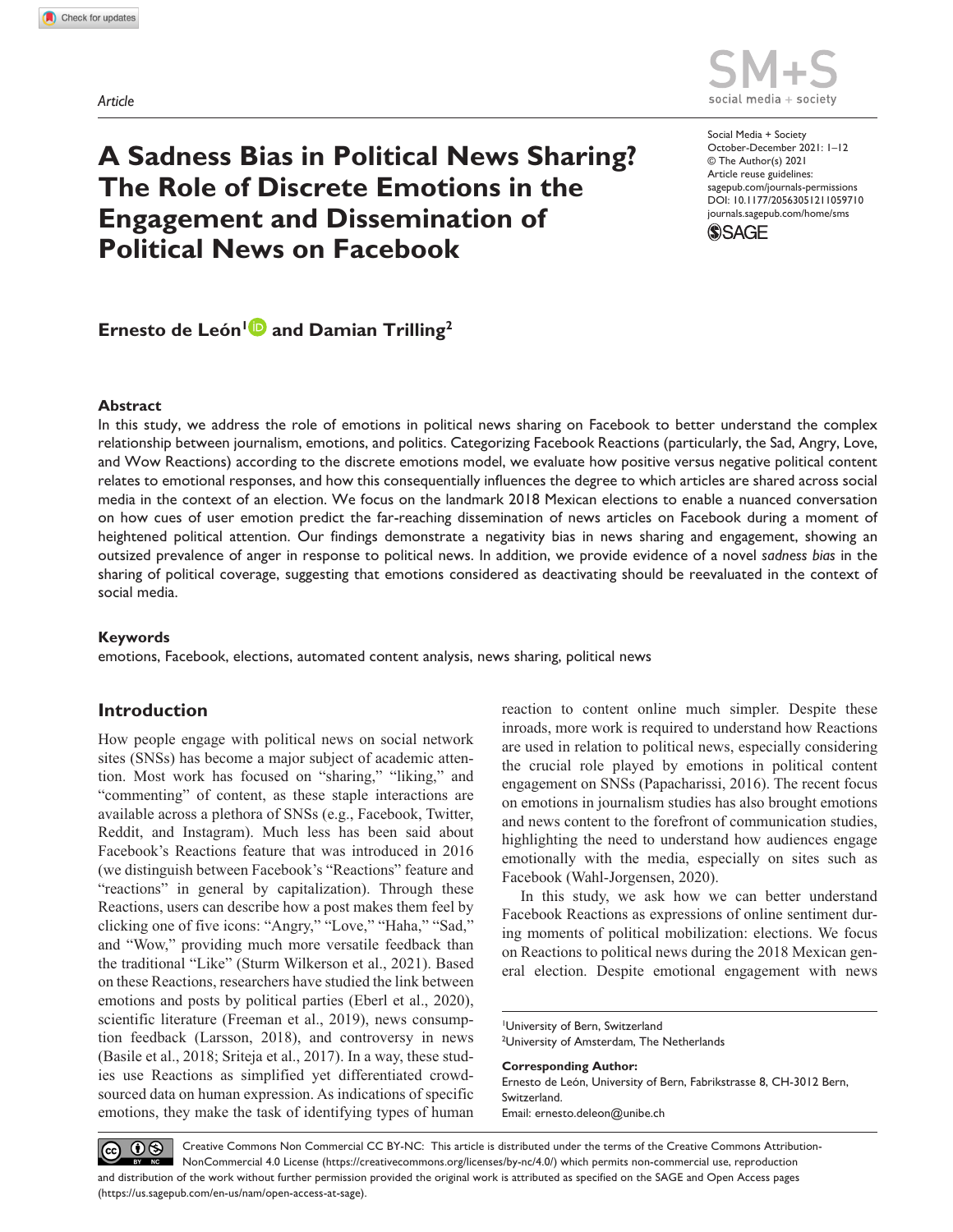Article

# A Sadness Bias in Political News Sharing? The Role of Discrete Emotions in the Engagement and Dissemination of Political News on Facebook

Social Media + Society
October-December 2021: 1–12
© The Author(s) 2021
Article reuse guidelines:
sagepub.com/journals-permissions
DOI: 10.1177/20563051211059710
journals.sagepub.com/home/sms

**Ernesto de León[1] and Damian Trilling[2]**

### Abstract

In this study, we address the role of emotions in political news sharing on Facebook to better understand the complex relationship between journalism, emotions, and politics. Categorizing Facebook Reactions (particularly, the Sad, Angry, Love, and Wow Reactions) according to the discrete emotions model, we evaluate how positive versus negative political content relates to emotional responses, and how this consequentially influences the degree to which articles are shared across social media in the context of an election. We focus on the landmark 2018 Mexican elections to enable a nuanced conversation on how cues of user emotion predict the far-reaching dissemination of news articles on Facebook during a moment of heightened political attention. Our findings demonstrate a negativity bias in news sharing and engagement, showing an outsized prevalence of anger in response to political news. In addition, we provide evidence of a novel *sadness bias* in the sharing of political coverage, suggesting that emotions considered as deactivating should be reevaluated in the context of social media.

### Keywords

emotions, Facebook, elections, automated content analysis, news sharing, political news

## Introduction

How people engage with political news on social network sites (SNSs) has become a major subject of academic attention. Most work has focused on "sharing," "liking," and "commenting" of content, as these staple interactions are available across a plethora of SNSs (e.g., Facebook, Twitter, Reddit, and Instagram). Much less has been said about Facebook's Reactions feature that was introduced in 2016 (we distinguish between Facebook's "Reactions" feature and "reactions" in general by capitalization). Through these Reactions, users can describe how a post makes them feel by clicking one of five icons: "Angry," "Love," "Haha," "Sad," and "Wow," providing much more versatile feedback than the traditional "Like" (Sturm Wilkerson et al., 2021). Based on these Reactions, researchers have studied the link between emotions and posts by political parties (Eberl et al., 2020), scientific literature (Freeman et al., 2019), news consumption feedback (Larsson, 2018), and controversy in news (Basile et al., 2018; Sriteja et al., 2017). In a way, these studies use Reactions as simplified yet differentiated crowd-sourced data on human expression. As indications of specific emotions, they make the task of identifying types of human reaction to content online much simpler. Despite these inroads, more work is required to understand how Reactions are used in relation to political news, especially considering the crucial role played by emotions in political content engagement on SNSs (Papacharissi, 2016). The recent focus on emotions in journalism studies has also brought emotions and news content to the forefront of communication studies, highlighting the need to understand how audiences engage emotionally with the media, especially on sites such as Facebook (Wahl-Jorgensen, 2020).

In this study, we ask how we can better understand Facebook Reactions as expressions of online sentiment during moments of political mobilization: elections. We focus on Reactions to political news during the 2018 Mexican general election. Despite emotional engagement with news

[1]University of Bern, Switzerland
[2]University of Amsterdam, The Netherlands

**Corresponding Author:**
Ernesto de León, University of Bern, Fabrikstrasse 8, CH-3012 Bern, Switzerland.
Email: ernesto.deleon@unibe.ch

Creative Commons Non Commercial CC BY-NC: This article is distributed under the terms of the Creative Commons Attribution-NonCommercial 4.0 License (https://creativecommons.org/licenses/by-nc/4.0/) which permits non-commercial use, reproduction and distribution of the work without further permission provided the original work is attributed as specified on the SAGE and Open Access pages (https://us.sagepub.com/en-us/nam/open-access-at-sage).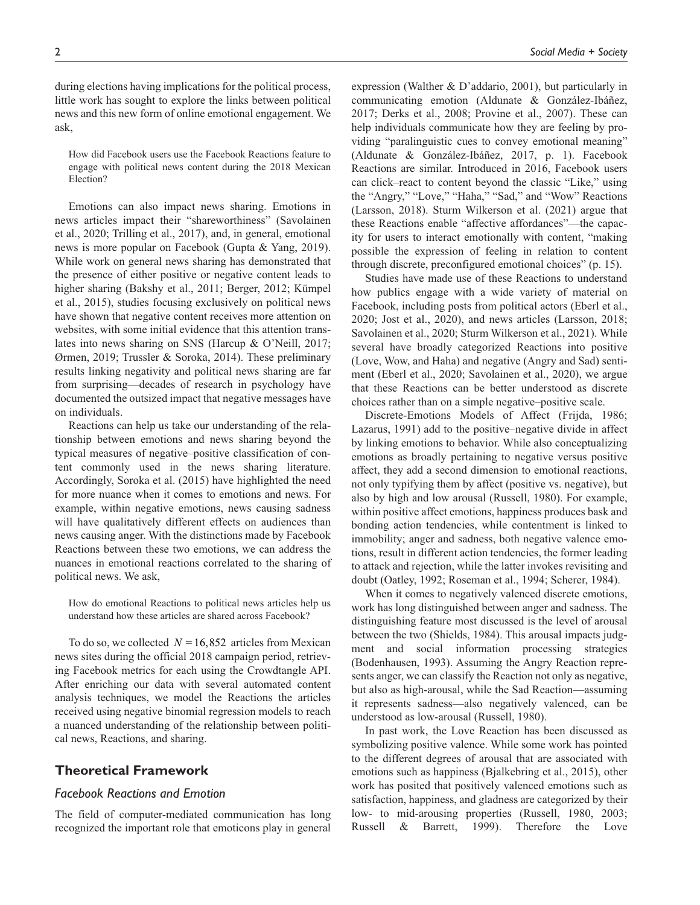during elections having implications for the political process, little work has sought to explore the links between political news and this new form of online emotional engagement. We ask,

> How did Facebook users use the Facebook Reactions feature to engage with political news content during the 2018 Mexican Election?

Emotions can also impact news sharing. Emotions in news articles impact their "shareworthiness" (Savolainen et al., 2020; Trilling et al., 2017), and, in general, emotional news is more popular on Facebook (Gupta & Yang, 2019). While work on general news sharing has demonstrated that the presence of either positive or negative content leads to higher sharing (Bakshy et al., 2011; Berger, 2012; Kümpel et al., 2015), studies focusing exclusively on political news have shown that negative content receives more attention on websites, with some initial evidence that this attention translates into news sharing on SNS (Harcup & O'Neill, 2017; Ørmen, 2019; Trussler & Soroka, 2014). These preliminary results linking negativity and political news sharing are far from surprising—decades of research in psychology have documented the outsized impact that negative messages have on individuals.

Reactions can help us take our understanding of the relationship between emotions and news sharing beyond the typical measures of negative–positive classification of content commonly used in the news sharing literature. Accordingly, Soroka et al. (2015) have highlighted the need for more nuance when it comes to emotions and news. For example, within negative emotions, news causing sadness will have qualitatively different effects on audiences than news causing anger. With the distinctions made by Facebook Reactions between these two emotions, we can address the nuances in emotional reactions correlated to the sharing of political news. We ask,

> How do emotional Reactions to political news articles help us understand how these articles are shared across Facebook?

To do so, we collected $N = 16,852$ articles from Mexican news sites during the official 2018 campaign period, retrieving Facebook metrics for each using the Crowdtangle API. After enriching our data with several automated content analysis techniques, we model the Reactions the articles received using negative binomial regression models to reach a nuanced understanding of the relationship between political news, Reactions, and sharing.

## Theoretical Framework

### *Facebook Reactions and Emotion*

The field of computer-mediated communication has long recognized the important role that emoticons play in general expression (Walther & D'addario, 2001), but particularly in communicating emotion (Aldunate & González-Ibáñez, 2017; Derks et al., 2008; Provine et al., 2007). These can help individuals communicate how they are feeling by providing "paralinguistic cues to convey emotional meaning" (Aldunate & González-Ibáñez, 2017, p. 1). Facebook Reactions are similar. Introduced in 2016, Facebook users can click–react to content beyond the classic "Like," using the "Angry," "Love," "Haha," "Sad," and "Wow" Reactions (Larsson, 2018). Sturm Wilkerson et al. (2021) argue that these Reactions enable "affective affordances"—the capacity for users to interact emotionally with content, "making possible the expression of feeling in relation to content through discrete, preconfigured emotional choices" (p. 15).

Studies have made use of these Reactions to understand how publics engage with a wide variety of material on Facebook, including posts from political actors (Eberl et al., 2020; Jost et al., 2020), and news articles (Larsson, 2018; Savolainen et al., 2020; Sturm Wilkerson et al., 2021). While several have broadly categorized Reactions into positive (Love, Wow, and Haha) and negative (Angry and Sad) sentiment (Eberl et al., 2020; Savolainen et al., 2020), we argue that these Reactions can be better understood as discrete choices rather than on a simple negative–positive scale.

Discrete-Emotions Models of Affect (Frijda, 1986; Lazarus, 1991) add to the positive–negative divide in affect by linking emotions to behavior. While also conceptualizing emotions as broadly pertaining to negative versus positive affect, they add a second dimension to emotional reactions, not only typifying them by affect (positive vs. negative), but also by high and low arousal (Russell, 1980). For example, within positive affect emotions, happiness produces bask and bonding action tendencies, while contentment is linked to immobility; anger and sadness, both negative valence emotions, result in different action tendencies, the former leading to attack and rejection, while the latter invokes revisiting and doubt (Oatley, 1992; Roseman et al., 1994; Scherer, 1984).

When it comes to negatively valenced discrete emotions, work has long distinguished between anger and sadness. The distinguishing feature most discussed is the level of arousal between the two (Shields, 1984). This arousal impacts judgment and social information processing strategies (Bodenhausen, 1993). Assuming the Angry Reaction represents anger, we can classify the Reaction not only as negative, but also as high-arousal, while the Sad Reaction—assuming it represents sadness—also negatively valenced, can be understood as low-arousal (Russell, 1980).

In past work, the Love Reaction has been discussed as symbolizing positive valence. While some work has pointed to the different degrees of arousal that are associated with emotions such as happiness (Bjalkebring et al., 2015), other work has posited that positively valenced emotions such as satisfaction, happiness, and gladness are categorized by their low- to mid-arousing properties (Russell, 1980, 2003; Russell & Barrett, 1999). Therefore the Love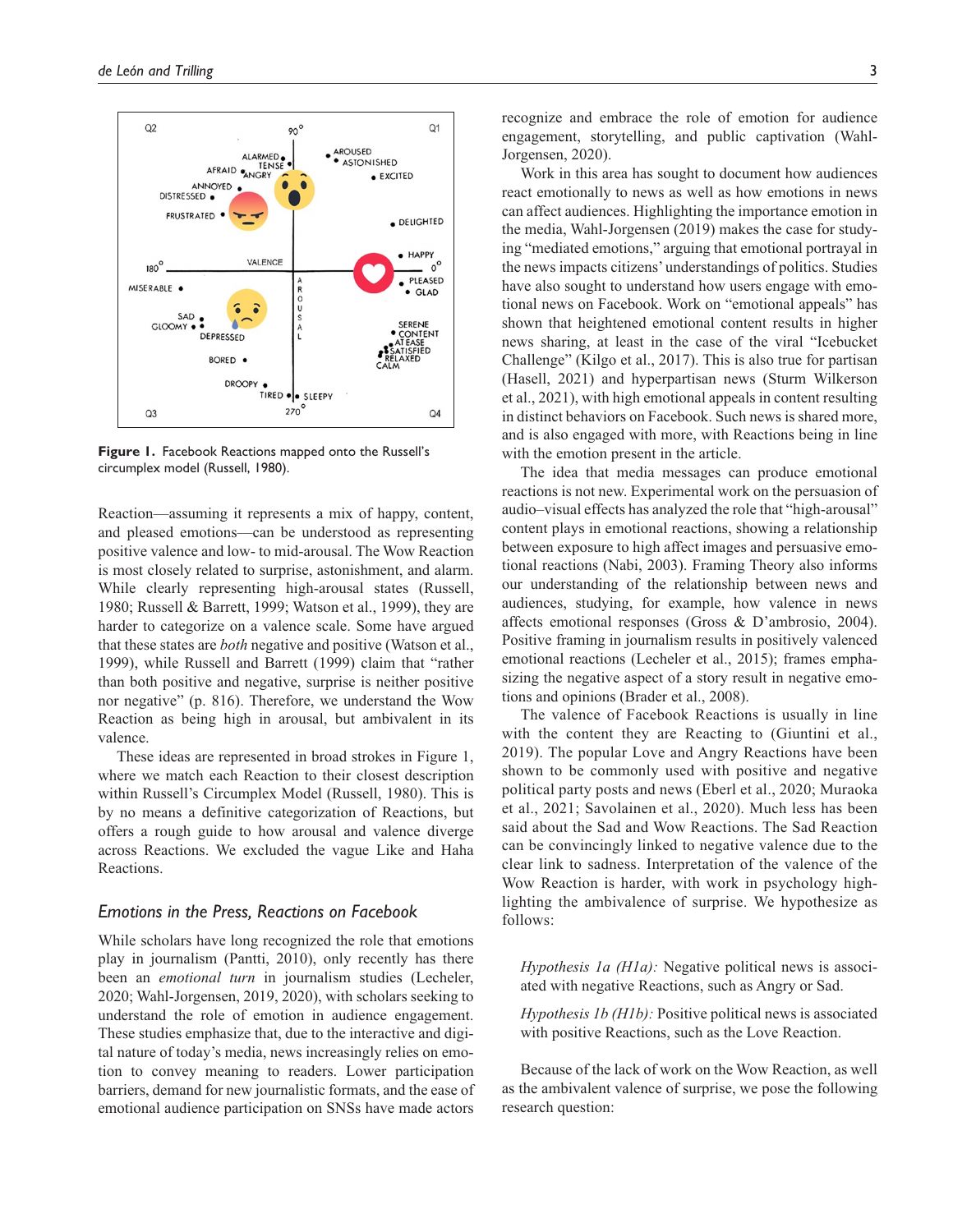Figure 1. Facebook Reactions mapped onto the Russell's circumplex model (Russell, 1980).

Reaction—assuming it represents a mix of happy, content, and pleased emotions—can be understood as representing positive valence and low- to mid-arousal. The Wow Reaction is most closely related to surprise, astonishment, and alarm. While clearly representing high-arousal states (Russell, 1980; Russell & Barrett, 1999; Watson et al., 1999), they are harder to categorize on a valence scale. Some have argued that these states are *both* negative and positive (Watson et al., 1999), while Russell and Barrett (1999) claim that "rather than both positive and negative, surprise is neither positive nor negative" (p. 816). Therefore, we understand the Wow Reaction as being high in arousal, but ambivalent in its valence.

These ideas are represented in broad strokes in Figure 1, where we match each Reaction to their closest description within Russell's Circumplex Model (Russell, 1980). This is by no means a definitive categorization of Reactions, but offers a rough guide to how arousal and valence diverge across Reactions. We excluded the vague Like and Haha Reactions.

### *Emotions in the Press, Reactions on Facebook*

While scholars have long recognized the role that emotions play in journalism (Pantti, 2010), only recently has there been an *emotional turn* in journalism studies (Lecheler, 2020; Wahl-Jorgensen, 2019, 2020), with scholars seeking to understand the role of emotion in audience engagement. These studies emphasize that, due to the interactive and digital nature of today's media, news increasingly relies on emotion to convey meaning to readers. Lower participation barriers, demand for new journalistic formats, and the ease of emotional audience participation on SNSs have made actors recognize and embrace the role of emotion for audience engagement, storytelling, and public captivation (Wahl-Jorgensen, 2020).

Work in this area has sought to document how audiences react emotionally to news as well as how emotions in news can affect audiences. Highlighting the importance emotion in the media, Wahl-Jorgensen (2019) makes the case for studying "mediated emotions," arguing that emotional portrayal in the news impacts citizens' understandings of politics. Studies have also sought to understand how users engage with emotional news on Facebook. Work on "emotional appeals" has shown that heightened emotional content results in higher news sharing, at least in the case of the viral "Icebucket Challenge" (Kilgo et al., 2017). This is also true for partisan (Hasell, 2021) and hyperpartisan news (Sturm Wilkerson et al., 2021), with high emotional appeals in content resulting in distinct behaviors on Facebook. Such news is shared more, and is also engaged with more, with Reactions being in line with the emotion present in the article.

The idea that media messages can produce emotional reactions is not new. Experimental work on the persuasion of audio–visual effects has analyzed the role that "high-arousal" content plays in emotional reactions, showing a relationship between exposure to high affect images and persuasive emotional reactions (Nabi, 2003). Framing Theory also informs our understanding of the relationship between news and audiences, studying, for example, how valence in news affects emotional responses (Gross & D'ambrosio, 2004). Positive framing in journalism results in positively valenced emotional reactions (Lecheler et al., 2015); frames emphasizing the negative aspect of a story result in negative emotions and opinions (Brader et al., 2008).

The valence of Facebook Reactions is usually in line with the content they are Reacting to (Giuntini et al., 2019). The popular Love and Angry Reactions have been shown to be commonly used with positive and negative political party posts and news (Eberl et al., 2020; Muraoka et al., 2021; Savolainen et al., 2020). Much less has been said about the Sad and Wow Reactions. The Sad Reaction can be convincingly linked to negative valence due to the clear link to sadness. Interpretation of the valence of the Wow Reaction is harder, with work in psychology highlighting the ambivalence of surprise. We hypothesize as follows:

> *Hypothesis 1a (H1a):* Negative political news is associated with negative Reactions, such as Angry or Sad.
>
> *Hypothesis 1b (H1b):* Positive political news is associated with positive Reactions, such as the Love Reaction.

Because of the lack of work on the Wow Reaction, as well as the ambivalent valence of surprise, we pose the following research question: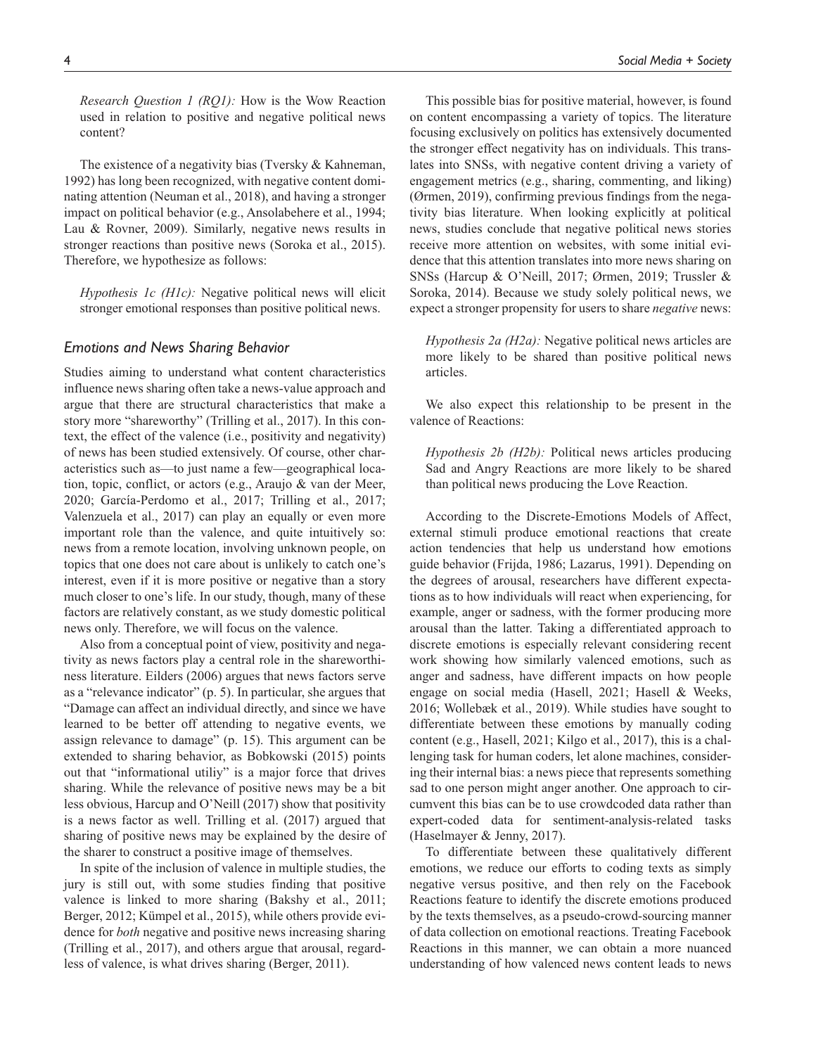*Research Question 1 (RQ1):* How is the Wow Reaction used in relation to positive and negative political news content?

The existence of a negativity bias (Tversky & Kahneman, 1992) has long been recognized, with negative content dominating attention (Neuman et al., 2018), and having a stronger impact on political behavior (e.g., Ansolabehere et al., 1994; Lau & Rovner, 2009). Similarly, negative news results in stronger reactions than positive news (Soroka et al., 2015). Therefore, we hypothesize as follows:

*Hypothesis 1c (H1c):* Negative political news will elicit stronger emotional responses than positive political news.

### *Emotions and News Sharing Behavior*

Studies aiming to understand what content characteristics influence news sharing often take a news-value approach and argue that there are structural characteristics that make a story more "shareworthy" (Trilling et al., 2017). In this context, the effect of the valence (i.e., positivity and negativity) of news has been studied extensively. Of course, other characteristics such as—to just name a few—geographical location, topic, conflict, or actors (e.g., Araujo & van der Meer, 2020; García-Perdomo et al., 2017; Trilling et al., 2017; Valenzuela et al., 2017) can play an equally or even more important role than the valence, and quite intuitively so: news from a remote location, involving unknown people, on topics that one does not care about is unlikely to catch one's interest, even if it is more positive or negative than a story much closer to one's life. In our study, though, many of these factors are relatively constant, as we study domestic political news only. Therefore, we will focus on the valence.

Also from a conceptual point of view, positivity and negativity as news factors play a central role in the shareworthiness literature. Eilders (2006) argues that news factors serve as a "relevance indicator" (p. 5). In particular, she argues that "Damage can affect an individual directly, and since we have learned to be better off attending to negative events, we assign relevance to damage" (p. 15). This argument can be extended to sharing behavior, as Bobkowski (2015) points out that "informational utiliy" is a major force that drives sharing. While the relevance of positive news may be a bit less obvious, Harcup and O'Neill (2017) show that positivity is a news factor as well. Trilling et al. (2017) argued that sharing of positive news may be explained by the desire of the sharer to construct a positive image of themselves.

In spite of the inclusion of valence in multiple studies, the jury is still out, with some studies finding that positive valence is linked to more sharing (Bakshy et al., 2011; Berger, 2012; Kümpel et al., 2015), while others provide evidence for *both* negative and positive news increasing sharing (Trilling et al., 2017), and others argue that arousal, regardless of valence, is what drives sharing (Berger, 2011).

This possible bias for positive material, however, is found on content encompassing a variety of topics. The literature focusing exclusively on politics has extensively documented the stronger effect negativity has on individuals. This translates into SNSs, with negative content driving a variety of engagement metrics (e.g., sharing, commenting, and liking) (Ørmen, 2019), confirming previous findings from the negativity bias literature. When looking explicitly at political news, studies conclude that negative political news stories receive more attention on websites, with some initial evidence that this attention translates into more news sharing on SNSs (Harcup & O'Neill, 2017; Ørmen, 2019; Trussler & Soroka, 2014). Because we study solely political news, we expect a stronger propensity for users to share *negative* news:

*Hypothesis 2a (H2a):* Negative political news articles are more likely to be shared than positive political news articles.

We also expect this relationship to be present in the valence of Reactions:

*Hypothesis 2b (H2b):* Political news articles producing Sad and Angry Reactions are more likely to be shared than political news producing the Love Reaction.

According to the Discrete-Emotions Models of Affect, external stimuli produce emotional reactions that create action tendencies that help us understand how emotions guide behavior (Frijda, 1986; Lazarus, 1991). Depending on the degrees of arousal, researchers have different expectations as to how individuals will react when experiencing, for example, anger or sadness, with the former producing more arousal than the latter. Taking a differentiated approach to discrete emotions is especially relevant considering recent work showing how similarly valenced emotions, such as anger and sadness, have different impacts on how people engage on social media (Hasell, 2021; Hasell & Weeks, 2016; Wollebæk et al., 2019). While studies have sought to differentiate between these emotions by manually coding content (e.g., Hasell, 2021; Kilgo et al., 2017), this is a challenging task for human coders, let alone machines, considering their internal bias: a news piece that represents something sad to one person might anger another. One approach to circumvent this bias can be to use crowdcoded data rather than expert-coded data for sentiment-analysis-related tasks (Haselmayer & Jenny, 2017).

To differentiate between these qualitatively different emotions, we reduce our efforts to coding texts as simply negative versus positive, and then rely on the Facebook Reactions feature to identify the discrete emotions produced by the texts themselves, as a pseudo-crowd-sourcing manner of data collection on emotional reactions. Treating Facebook Reactions in this manner, we can obtain a more nuanced understanding of how valenced news content leads to news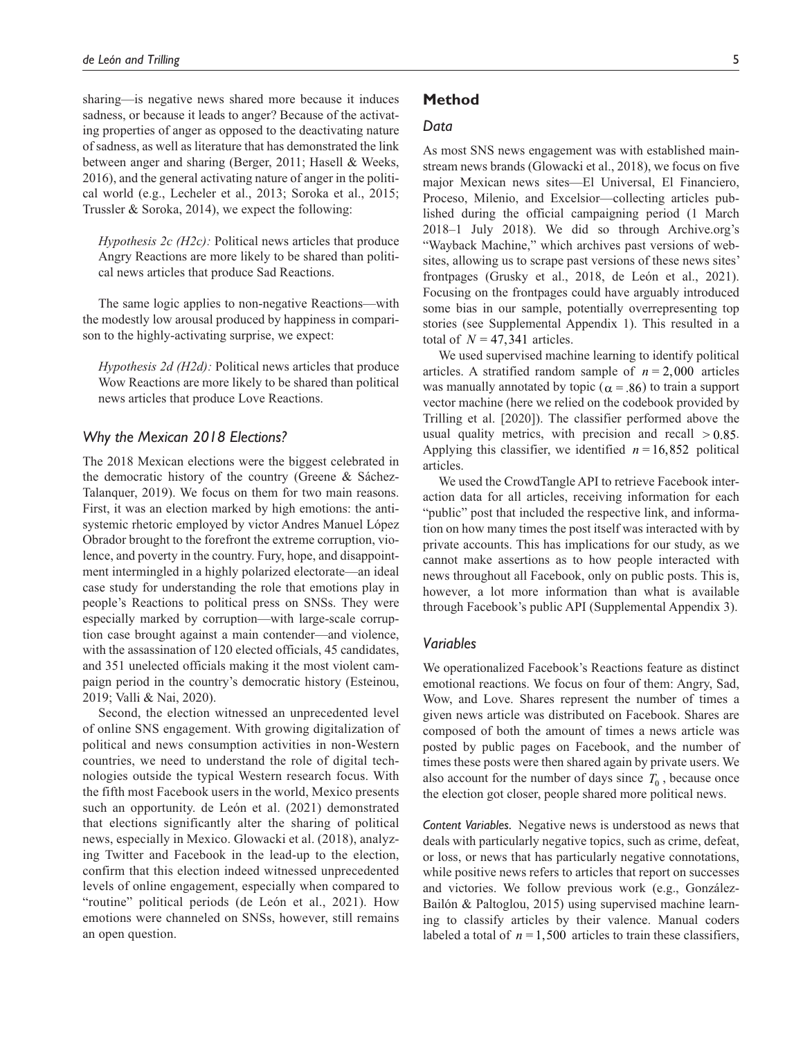sharing—is negative news shared more because it induces sadness, or because it leads to anger? Because of the activating properties of anger as opposed to the deactivating nature of sadness, as well as literature that has demonstrated the link between anger and sharing (Berger, 2011; Hasell & Weeks, 2016), and the general activating nature of anger in the political world (e.g., Lecheler et al., 2013; Soroka et al., 2015; Trussler & Soroka, 2014), we expect the following:

*Hypothesis 2c (H2c):* Political news articles that produce Angry Reactions are more likely to be shared than political news articles that produce Sad Reactions.

The same logic applies to non-negative Reactions—with the modestly low arousal produced by happiness in comparison to the highly-activating surprise, we expect:

*Hypothesis 2d (H2d):* Political news articles that produce Wow Reactions are more likely to be shared than political news articles that produce Love Reactions.

### *Why the Mexican 2018 Elections?*

The 2018 Mexican elections were the biggest celebrated in the democratic history of the country (Greene & Sáchez-Talanquer, 2019). We focus on them for two main reasons. First, it was an election marked by high emotions: the anti-systemic rhetoric employed by victor Andres Manuel López Obrador brought to the forefront the extreme corruption, violence, and poverty in the country. Fury, hope, and disappointment intermingled in a highly polarized electorate—an ideal case study for understanding the role that emotions play in people's Reactions to political press on SNSs. They were especially marked by corruption—with large-scale corruption case brought against a main contender—and violence, with the assassination of 120 elected officials, 45 candidates, and 351 unelected officials making it the most violent campaign period in the country's democratic history (Esteinou, 2019; Valli & Nai, 2020).

Second, the election witnessed an unprecedented level of online SNS engagement. With growing digitalization of political and news consumption activities in non-Western countries, we need to understand the role of digital technologies outside the typical Western research focus. With the fifth most Facebook users in the world, Mexico presents such an opportunity. de León et al. (2021) demonstrated that elections significantly alter the sharing of political news, especially in Mexico. Glowacki et al. (2018), analyzing Twitter and Facebook in the lead-up to the election, confirm that this election indeed witnessed unprecedented levels of online engagement, especially when compared to "routine" political periods (de León et al., 2021). How emotions were channeled on SNSs, however, still remains an open question.

## Method

### *Data*

As most SNS news engagement was with established mainstream news brands (Glowacki et al., 2018), we focus on five major Mexican news sites—El Universal, El Financiero, Proceso, Milenio, and Excelsior—collecting articles published during the official campaigning period (1 March 2018–1 July 2018). We did so through Archive.org's "Wayback Machine," which archives past versions of websites, allowing us to scrape past versions of these news sites' frontpages (Grusky et al., 2018, de León et al., 2021). Focusing on the frontpages could have arguably introduced some bias in our sample, potentially overrepresenting top stories (see Supplemental Appendix 1). This resulted in a total of $N = 47,341$ articles.

We used supervised machine learning to identify political articles. A stratified random sample of $n = 2,000$ articles was manually annotated by topic ($\alpha = .86$) to train a support vector machine (here we relied on the codebook provided by Trilling et al. [2020]). The classifier performed above the usual quality metrics, with precision and recall $> 0.85$. Applying this classifier, we identified $n = 16,852$ political articles.

We used the CrowdTangle API to retrieve Facebook interaction data for all articles, receiving information for each "public" post that included the respective link, and information on how many times the post itself was interacted with by private accounts. This has implications for our study, as we cannot make assertions as to how people interacted with news throughout all Facebook, only on public posts. This is, however, a lot more information than what is available through Facebook's public API (Supplemental Appendix 3).

### *Variables*

We operationalized Facebook's Reactions feature as distinct emotional reactions. We focus on four of them: Angry, Sad, Wow, and Love. Shares represent the number of times a given news article was distributed on Facebook. Shares are composed of both the amount of times a news article was posted by public pages on Facebook, and the number of times these posts were then shared again by private users. We also account for the number of days since $T_0$, because once the election got closer, people shared more political news.

*Content Variables.* Negative news is understood as news that deals with particularly negative topics, such as crime, defeat, or loss, or news that has particularly negative connotations, while positive news refers to articles that report on successes and victories. We follow previous work (e.g., González-Bailón & Paltoglou, 2015) using supervised machine learning to classify articles by their valence. Manual coders labeled a total of $n = 1,500$ articles to train these classifiers,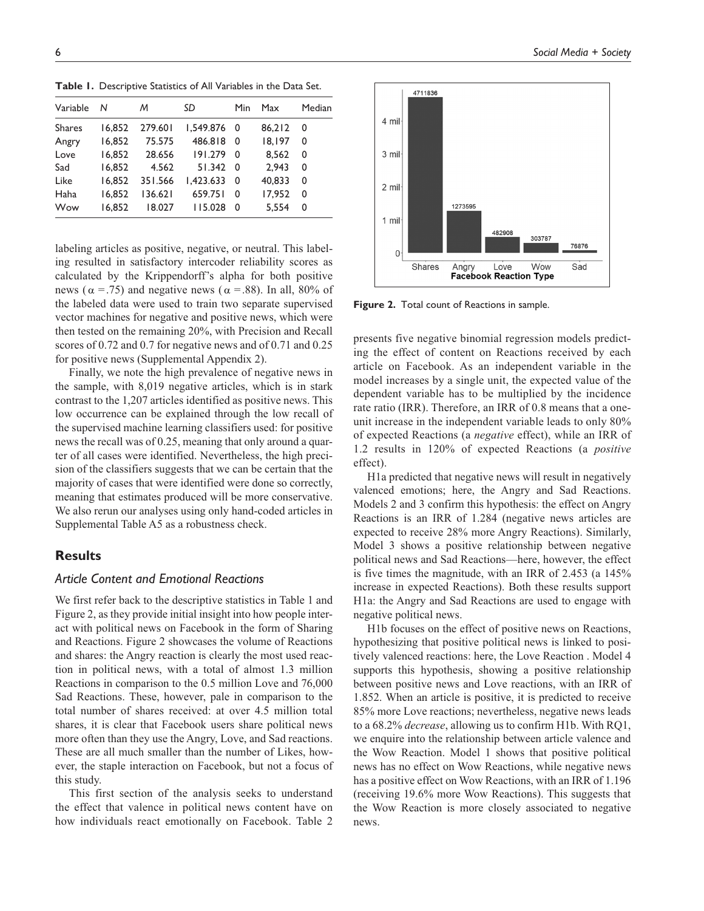**Table 1.** Descriptive Statistics of All Variables in the Data Set.

| Variable | N | M | SD | Min | Max | Median |
|---|---|---|---|---|---|---|
| Shares | 16,852 | 279.601 | 1,549.876 | 0 | 86,212 | 0 |
| Angry | 16,852 | 75.575 | 486.818 | 0 | 18,197 | 0 |
| Love | 16,852 | 28.656 | 191.279 | 0 | 8,562 | 0 |
| Sad | 16,852 | 4.562 | 51.342 | 0 | 2,943 | 0 |
| Like | 16,852 | 351.566 | 1,423.633 | 0 | 40,833 | 0 |
| Haha | 16,852 | 136.621 | 659.751 | 0 | 17,952 | 0 |
| Wow | 16,852 | 18.027 | 115.028 | 0 | 5,554 | 0 |

labeling articles as positive, negative, or neutral. This labeling resulted in satisfactory intercoder reliability scores as calculated by the Krippendorff's alpha for both positive news ($\alpha = .75$) and negative news ($\alpha = .88$). In all, 80% of the labeled data were used to train two separate supervised vector machines for negative and positive news, which were then tested on the remaining 20%, with Precision and Recall scores of 0.72 and 0.7 for negative news and of 0.71 and 0.25 for positive news (Supplemental Appendix 2).

Finally, we note the high prevalence of negative news in the sample, with 8,019 negative articles, which is in stark contrast to the 1,207 articles identified as positive news. This low occurrence can be explained through the low recall of the supervised machine learning classifiers used: for positive news the recall was of 0.25, meaning that only around a quarter of all cases were identified. Nevertheless, the high precision of the classifiers suggests that we can be certain that the majority of cases that were identified were done so correctly, meaning that estimates produced will be more conservative. We also rerun our analyses using only hand-coded articles in Supplemental Table A5 as a robustness check.

## Results

### Article Content and Emotional Reactions

We first refer back to the descriptive statistics in Table 1 and Figure 2, as they provide initial insight into how people interact with political news on Facebook in the form of Sharing and Reactions. Figure 2 showcases the volume of Reactions and shares: the Angry reaction is clearly the most used reaction in political news, with a total of almost 1.3 million Reactions in comparison to the 0.5 million Love and 76,000 Sad Reactions. These, however, pale in comparison to the total number of shares received: at over 4.5 million total shares, it is clear that Facebook users share political news more often than they use the Angry, Love, and Sad reactions. These are all much smaller than the number of Likes, however, the staple interaction on Facebook, but not a focus of this study.

This first section of the analysis seeks to understand the effect that valence in political news content have on how individuals react emotionally on Facebook. Table 2 presents five negative binomial regression models predicting the effect of content on Reactions received by each article on Facebook. As an independent variable in the model increases by a single unit, the expected value of the dependent variable has to be multiplied by the incidence rate ratio (IRR). Therefore, an IRR of 0.8 means that a one-unit increase in the independent variable leads to only 80% of expected Reactions (a *negative* effect), while an IRR of 1.2 results in 120% of expected Reactions (a *positive* effect).

H1a predicted that negative news will result in negatively valenced emotions; here, the Angry and Sad Reactions. Models 2 and 3 confirm this hypothesis: the effect on Angry Reactions is an IRR of 1.284 (negative news articles are expected to receive 28% more Angry Reactions). Similarly, Model 3 shows a positive relationship between negative political news and Sad Reactions—here, however, the effect is five times the magnitude, with an IRR of 2.453 (a 145% increase in expected Reactions). Both these results support H1a: the Angry and Sad Reactions are used to engage with negative political news.

H1b focuses on the effect of positive news on Reactions, hypothesizing that positive political news is linked to positively valenced reactions: here, the Love Reaction . Model 4 supports this hypothesis, showing a positive relationship between positive news and Love reactions, with an IRR of 1.852. When an article is positive, it is predicted to receive 85% more Love reactions; nevertheless, negative news leads to a 68.2% *decrease*, allowing us to confirm H1b. With RQ1, we enquire into the relationship between article valence and the Wow Reaction. Model 1 shows that positive political news has no effect on Wow Reactions, while negative news has a positive effect on Wow Reactions, with an IRR of 1.196 (receiving 19.6% more Wow Reactions). This suggests that the Wow Reaction is more closely associated to negative news.

**Figure 2.** Total count of Reactions in sample.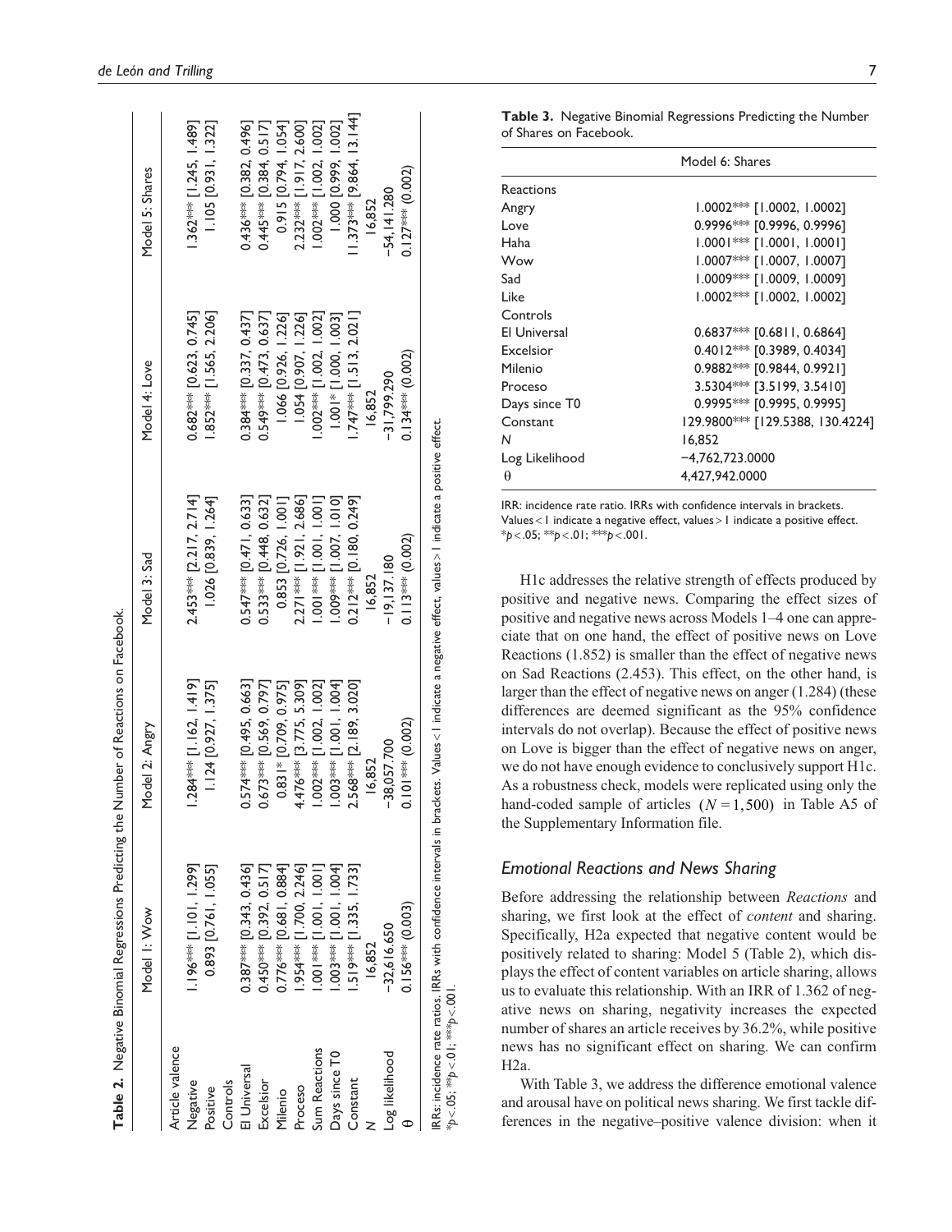**Table 2.** Negative Binomial Regressions Predicting the Number of Reactions on Facebook.

| | Model 1: Wow | Model 2: Angry | Model 3: Sad | Model 4: Love | Model 5: Shares |
|---|---|---|---|---|---|
| Article valence | | | | | |
| Negative | 1.196*** [1.101, 1.299] | 1.284*** [1.162, 1.419] | 2.453*** [2.217, 2.714] | 0.682*** [0.623, 0.745] | 1.362*** [1.245, 1.489] |
| Positive | 0.893 [0.761, 1.055] | 1.124 [0.927, 1.375] | 1.026 [0.839, 1.264] | 1.852*** [1.565, 2.206] | 1.105 [0.931, 1.322] |
| Controls | | | | | |
| El Universal | 0.387*** [0.343, 0.436] | 0.574*** [0.495, 0.663] | 0.547*** [0.471, 0.633] | 0.384*** [0.337, 0.437] | 0.436*** [0.382, 0.496] |
| Excelsior | 0.450*** [0.392, 0.517] | 0.673*** [0.569, 0.797] | 0.533*** [0.448, 0.632] | 0.549*** [0.473, 0.637] | 0.445*** [0.384, 0.517] |
| Milenio | 0.776*** [0.681, 0.884] | 0.831* [0.709, 0.975] | 0.853 [0.726, 1.001] | 1.066 [0.926, 1.226] | 0.915 [0.794, 1.054] |
| Proceso | 1.954*** [1.700, 2.246] | 4.476*** [3.775, 5.309] | 2.271*** [1.921, 2.686] | 1.054 [0.907, 1.226] | 2.232*** [1.917, 2.600] |
| Sum Reactions | 1.001*** [1.001, 1.001] | 1.002*** [1.002, 1.002] | 1.001*** [1.001, 1.001] | 1.002*** [1.002, 1.002] | 1.002*** [1.002, 1.002] |
| Days since T0 | 1.003*** [1.001, 1.004] | 1.003*** [1.001, 1.004] | 1.009*** [1.007, 1.010] | 1.001* [1.000, 1.003] | 1.000 [0.999, 1.002] |
| Constant | 1.519*** [1.335, 1.733] | 2.568*** [2.189, 3.020] | 0.212*** [0.180, 0.249] | 1.747*** [1.513, 2.021] | 11.373*** [9.864, 13.144] |
| $N$ | 16,852 | 16,852 | 16,852 | 16,852 | 16,852 |
| Log likelihood | −32,616.650 | −38,057.700 | −19,137.180 | −31,799.290 | −54,141.280 |
| θ | 0.156*** (0.003) | 0.101*** (0.002) | 0.113*** (0.002) | 0.134*** (0.002) | 0.127*** (0.002) |

IRRs: incidence rate ratios. IRRs with confidence intervals in brackets. Values < 1 indicate a negative effect, values > 1 indicate a positive effect.
*$p < .05$; **$p < .01$; ***$p < .001$.

**Table 3.** Negative Binomial Regressions Predicting the Number of Shares on Facebook.

| | Model 6: Shares |
|---|---|
| Reactions | |
| Angry | 1.0002*** [1.0002, 1.0002] |
| Love | 0.9996*** [0.9996, 0.9996] |
| Haha | 1.0001*** [1.0001, 1.0001] |
| Wow | 1.0007*** [1.0007, 1.0007] |
| Sad | 1.0009*** [1.0009, 1.0009] |
| Like | 1.0002*** [1.0002, 1.0002] |
| Controls | |
| El Universal | 0.6837*** [0.6811, 0.6864] |
| Excelsior | 0.4012*** [0.3989, 0.4034] |
| Milenio | 0.9882*** [0.9844, 0.9921] |
| Proceso | 3.5304*** [3.5199, 3.5410] |
| Days since T0 | 0.9995*** [0.9995, 0.9995] |
| Constant | 129.9800*** [129.5388, 130.4224] |
| $N$ | 16,852 |
| Log Likelihood | −4,762,723.0000 |
| θ | 4,427,942.0000 |

IRR: incidence rate ratio. IRRs with confidence intervals in brackets. Values < 1 indicate a negative effect, values > 1 indicate a positive effect.
*$p < .05$; **$p < .01$; ***$p < .001$.

H1c addresses the relative strength of effects produced by positive and negative news. Comparing the effect sizes of positive and negative news across Models 1–4 one can appreciate that on one hand, the effect of positive news on Love Reactions (1.852) is smaller than the effect of negative news on Sad Reactions (2.453). This effect, on the other hand, is larger than the effect of negative news on anger (1.284) (these differences are deemed significant as the 95% confidence intervals do not overlap). Because the effect of positive news on Love is bigger than the effect of negative news on anger, we do not have enough evidence to conclusively support H1c. As a robustness check, models were replicated using only the hand-coded sample of articles $(N = 1,500)$ in Table A5 of the Supplementary Information file.

### *Emotional Reactions and News Sharing*

Before addressing the relationship between *Reactions* and sharing, we first look at the effect of *content* and sharing. Specifically, H2a expected that negative content would be positively related to sharing: Model 5 (Table 2), which displays the effect of content variables on article sharing, allows us to evaluate this relationship. With an IRR of 1.362 of negative news on sharing, negativity increases the expected number of shares an article receives by 36.2%, while positive news has no significant effect on sharing. We can confirm H2a.

With Table 3, we address the difference emotional valence and arousal have on political news sharing. We first tackle differences in the negative–positive valence division: when it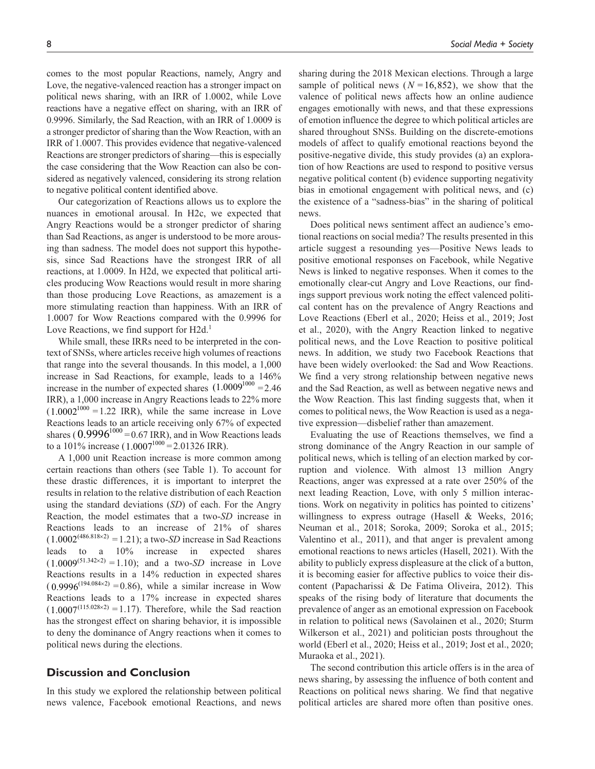comes to the most popular Reactions, namely, Angry and Love, the negative-valenced reaction has a stronger impact on political news sharing, with an IRR of 1.0002, while Love reactions have a negative effect on sharing, with an IRR of 0.9996. Similarly, the Sad Reaction, with an IRR of 1.0009 is a stronger predictor of sharing than the Wow Reaction, with an IRR of 1.0007. This provides evidence that negative-valenced Reactions are stronger predictors of sharing—this is especially the case considering that the Wow Reaction can also be considered as negatively valenced, considering its strong relation to negative political content identified above.

Our categorization of Reactions allows us to explore the nuances in emotional arousal. In H2c, we expected that Angry Reactions would be a stronger predictor of sharing than Sad Reactions, as anger is understood to be more arousing than sadness. The model does not support this hypothesis, since Sad Reactions have the strongest IRR of all reactions, at 1.0009. In H2d, we expected that political articles producing Wow Reactions would result in more sharing than those producing Love Reactions, as amazement is a more stimulating reaction than happiness. With an IRR of 1.0007 for Wow Reactions compared with the 0.9996 for Love Reactions, we find support for H2d.[1]

While small, these IRRs need to be interpreted in the context of SNSs, where articles receive high volumes of reactions that range into the several thousands. In this model, a 1,000 increase in Sad Reactions, for example, leads to a 146% increase in the number of expected shares $(1.0009^{1000} = 2.46$ IRR), a 1,000 increase in Angry Reactions leads to 22% more $(1.0002^{1000} = 1.22$ IRR), while the same increase in Love Reactions leads to an article receiving only 67% of expected shares ($0.9996^{1000} = 0.67$ IRR), and in Wow Reactions leads to a 101% increase ($1.0007^{1000} = 2.01326$ IRR).

A 1,000 unit Reaction increase is more common among certain reactions than others (see Table 1). To account for these drastic differences, it is important to interpret the results in relation to the relative distribution of each Reaction using the standard deviations (*SD*) of each. For the Angry Reaction, the model estimates that a two-*SD* increase in Reactions leads to an increase of 21% of shares $(1.0002^{(486.818 \times 2)} = 1.21)$; a two-*SD* increase in Sad Reactions leads to a 10% increase in expected shares $(1.0009^{(51.342 \times 2)} = 1.10)$; and a two-*SD* increase in Love Reactions results in a 14% reduction in expected shares $(0.9996^{(194.084 \times 2)} = 0.86)$, while a similar increase in Wow Reactions leads to a 17% increase in expected shares $(1.0007^{(115.028 \times 2)} = 1.17)$. Therefore, while the Sad reaction has the strongest effect on sharing behavior, it is impossible to deny the dominance of Angry reactions when it comes to political news during the elections.

## Discussion and Conclusion

In this study we explored the relationship between political news valence, Facebook emotional Reactions, and news sharing during the 2018 Mexican elections. Through a large sample of political news ($N = 16,852$), we show that the valence of political news affects how an online audience engages emotionally with news, and that these expressions of emotion influence the degree to which political articles are shared throughout SNSs. Building on the discrete-emotions models of affect to qualify emotional reactions beyond the positive-negative divide, this study provides (a) an exploration of how Reactions are used to respond to positive versus negative political content (b) evidence supporting negativity bias in emotional engagement with political news, and (c) the existence of a "sadness-bias" in the sharing of political news.

Does political news sentiment affect an audience's emotional reactions on social media? The results presented in this article suggest a resounding yes—Positive News leads to positive emotional responses on Facebook, while Negative News is linked to negative responses. When it comes to the emotionally clear-cut Angry and Love Reactions, our findings support previous work noting the effect valenced political content has on the prevalence of Angry Reactions and Love Reactions (Eberl et al., 2020; Heiss et al., 2019; Jost et al., 2020), with the Angry Reaction linked to negative political news, and the Love Reaction to positive political news. In addition, we study two Facebook Reactions that have been widely overlooked: the Sad and Wow Reactions. We find a very strong relationship between negative news and the Sad Reaction, as well as between negative news and the Wow Reaction. This last finding suggests that, when it comes to political news, the Wow Reaction is used as a negative expression—disbelief rather than amazement.

Evaluating the use of Reactions themselves, we find a strong dominance of the Angry Reaction in our sample of political news, which is telling of an election marked by corruption and violence. With almost 13 million Angry Reactions, anger was expressed at a rate over 250% of the next leading Reaction, Love, with only 5 million interactions. Work on negativity in politics has pointed to citizens' willingness to express outrage (Hasell & Weeks, 2016; Neuman et al., 2018; Soroka, 2009; Soroka et al., 2015; Valentino et al., 2011), and that anger is prevalent among emotional reactions to news articles (Hasell, 2021). With the ability to publicly express displeasure at the click of a button, it is becoming easier for affective publics to voice their discontent (Papacharissi & De Fatima Oliveira, 2012). This speaks of the rising body of literature that documents the prevalence of anger as an emotional expression on Facebook in relation to political news (Savolainen et al., 2020; Sturm Wilkerson et al., 2021) and politician posts throughout the world (Eberl et al., 2020; Heiss et al., 2019; Jost et al., 2020; Muraoka et al., 2021).

The second contribution this article offers is in the area of news sharing, by assessing the influence of both content and Reactions on political news sharing. We find that negative political articles are shared more often than positive ones.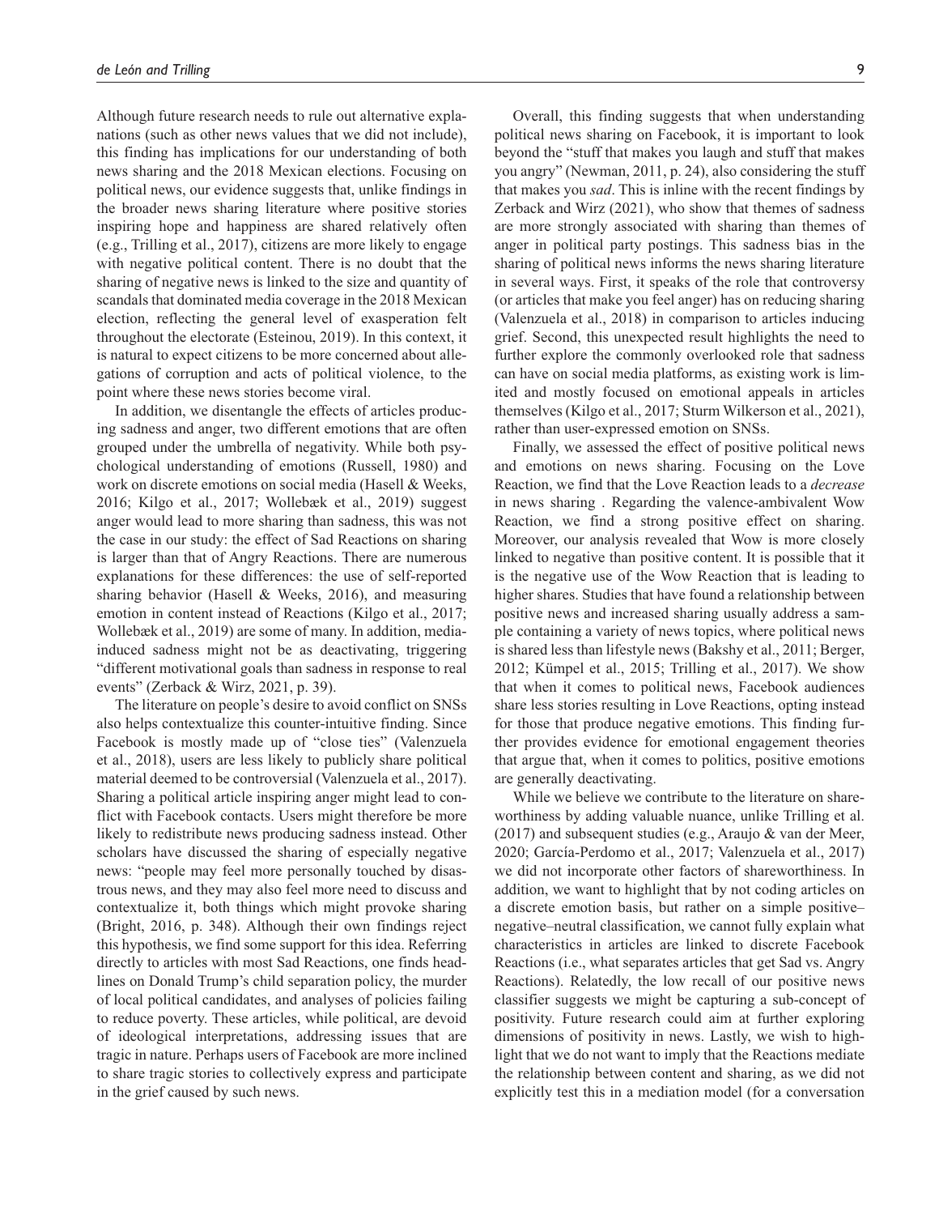Although future research needs to rule out alternative explanations (such as other news values that we did not include), this finding has implications for our understanding of both news sharing and the 2018 Mexican elections. Focusing on political news, our evidence suggests that, unlike findings in the broader news sharing literature where positive stories inspiring hope and happiness are shared relatively often (e.g., Trilling et al., 2017), citizens are more likely to engage with negative political content. There is no doubt that the sharing of negative news is linked to the size and quantity of scandals that dominated media coverage in the 2018 Mexican election, reflecting the general level of exasperation felt throughout the electorate (Esteinou, 2019). In this context, it is natural to expect citizens to be more concerned about allegations of corruption and acts of political violence, to the point where these news stories become viral.

In addition, we disentangle the effects of articles producing sadness and anger, two different emotions that are often grouped under the umbrella of negativity. While both psychological understanding of emotions (Russell, 1980) and work on discrete emotions on social media (Hasell & Weeks, 2016; Kilgo et al., 2017; Wollebæk et al., 2019) suggest anger would lead to more sharing than sadness, this was not the case in our study: the effect of Sad Reactions on sharing is larger than that of Angry Reactions. There are numerous explanations for these differences: the use of self-reported sharing behavior (Hasell & Weeks, 2016), and measuring emotion in content instead of Reactions (Kilgo et al., 2017; Wollebæk et al., 2019) are some of many. In addition, media-induced sadness might not be as deactivating, triggering "different motivational goals than sadness in response to real events" (Zerback & Wirz, 2021, p. 39).

The literature on people's desire to avoid conflict on SNSs also helps contextualize this counter-intuitive finding. Since Facebook is mostly made up of "close ties" (Valenzuela et al., 2018), users are less likely to publicly share political material deemed to be controversial (Valenzuela et al., 2017). Sharing a political article inspiring anger might lead to conflict with Facebook contacts. Users might therefore be more likely to redistribute news producing sadness instead. Other scholars have discussed the sharing of especially negative news: "people may feel more personally touched by disastrous news, and they may also feel more need to discuss and contextualize it, both things which might provoke sharing (Bright, 2016, p. 348). Although their own findings reject this hypothesis, we find some support for this idea. Referring directly to articles with most Sad Reactions, one finds headlines on Donald Trump's child separation policy, the murder of local political candidates, and analyses of policies failing to reduce poverty. These articles, while political, are devoid of ideological interpretations, addressing issues that are tragic in nature. Perhaps users of Facebook are more inclined to share tragic stories to collectively express and participate in the grief caused by such news.

Overall, this finding suggests that when understanding political news sharing on Facebook, it is important to look beyond the "stuff that makes you laugh and stuff that makes you angry" (Newman, 2011, p. 24), also considering the stuff that makes you *sad*. This is inline with the recent findings by Zerback and Wirz (2021), who show that themes of sadness are more strongly associated with sharing than themes of anger in political party postings. This sadness bias in the sharing of political news informs the news sharing literature in several ways. First, it speaks of the role that controversy (or articles that make you feel anger) has on reducing sharing (Valenzuela et al., 2018) in comparison to articles inducing grief. Second, this unexpected result highlights the need to further explore the commonly overlooked role that sadness can have on social media platforms, as existing work is limited and mostly focused on emotional appeals in articles themselves (Kilgo et al., 2017; Sturm Wilkerson et al., 2021), rather than user-expressed emotion on SNSs.

Finally, we assessed the effect of positive political news and emotions on news sharing. Focusing on the Love Reaction, we find that the Love Reaction leads to a *decrease* in news sharing . Regarding the valence-ambivalent Wow Reaction, we find a strong positive effect on sharing. Moreover, our analysis revealed that Wow is more closely linked to negative than positive content. It is possible that it is the negative use of the Wow Reaction that is leading to higher shares. Studies that have found a relationship between positive news and increased sharing usually address a sample containing a variety of news topics, where political news is shared less than lifestyle news (Bakshy et al., 2011; Berger, 2012; Kümpel et al., 2015; Trilling et al., 2017). We show that when it comes to political news, Facebook audiences share less stories resulting in Love Reactions, opting instead for those that produce negative emotions. This finding further provides evidence for emotional engagement theories that argue that, when it comes to politics, positive emotions are generally deactivating.

While we believe we contribute to the literature on shareworthiness by adding valuable nuance, unlike Trilling et al. (2017) and subsequent studies (e.g., Araujo & van der Meer, 2020; García-Perdomo et al., 2017; Valenzuela et al., 2017) we did not incorporate other factors of shareworthiness. In addition, we want to highlight that by not coding articles on a discrete emotion basis, but rather on a simple positive–negative–neutral classification, we cannot fully explain what characteristics in articles are linked to discrete Facebook Reactions (i.e., what separates articles that get Sad vs. Angry Reactions). Relatedly, the low recall of our positive news classifier suggests we might be capturing a sub-concept of positivity. Future research could aim at further exploring dimensions of positivity in news. Lastly, we wish to highlight that we do not want to imply that the Reactions mediate the relationship between content and sharing, as we did not explicitly test this in a mediation model (for a conversation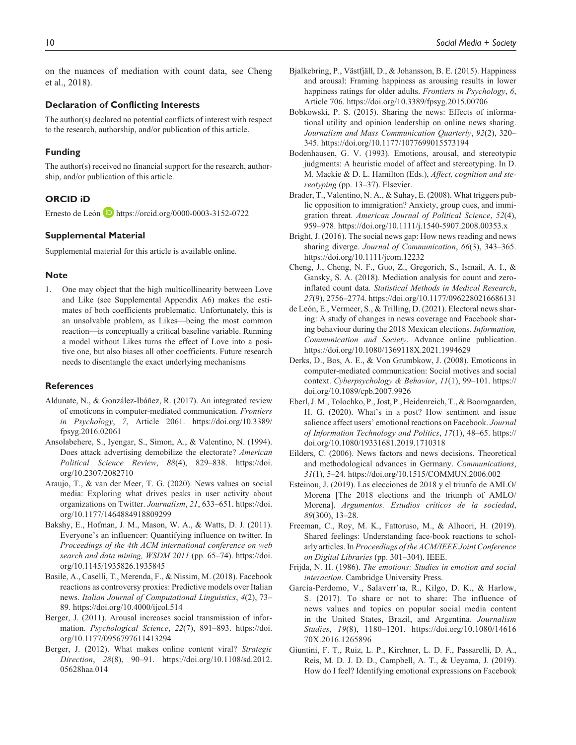on the nuances of mediation with count data, see Cheng et al., 2018).

### Declaration of Conflicting Interests

The author(s) declared no potential conflicts of interest with respect to the research, authorship, and/or publication of this article.

### Funding

The author(s) received no financial support for the research, authorship, and/or publication of this article.

### ORCID iD

Ernesto de León https://orcid.org/0000-0003-3152-0722

### Supplemental Material

Supplemental material for this article is available online.

### Note

1. One may object that the high multicollinearity between Love and Like (see Supplemental Appendix A6) makes the estimates of both coefficients problematic. Unfortunately, this is an unsolvable problem, as Likes—being the most common reaction—is conceptually a critical baseline variable. Running a model without Likes turns the effect of Love into a positive one, but also biases all other coefficients. Future research needs to disentangle the exact underlying mechanisms

### References

Aldunate, N., & González-Ibáñez, R. (2017). An integrated review of emoticons in computer-mediated communication. *Frontiers in Psychology*, *7*, Article 2061. https://doi.org/10.3389/fpsyg.2016.02061

Ansolabehere, S., Iyengar, S., Simon, A., & Valentino, N. (1994). Does attack advertising demobilize the electorate? *American Political Science Review*, *88*(4), 829–838. https://doi.org/10.2307/2082710

Araujo, T., & van der Meer, T. G. (2020). News values on social media: Exploring what drives peaks in user activity about organizations on Twitter. *Journalism*, *21*, 633–651. https://doi.org/10.1177/1464884918809299

Bakshy, E., Hofman, J. M., Mason, W. A., & Watts, D. J. (2011). Everyone's an influencer: Quantifying influence on twitter. In *Proceedings of the 4th ACM international conference on web search and data mining, WSDM 2011* (pp. 65–74). https://doi.org/10.1145/1935826.1935845

Basile, A., Caselli, T., Merenda, F., & Nissim, M. (2018). Facebook reactions as controversy proxies: Predictive models over Italian news. *Italian Journal of Computational Linguistics*, *4*(2), 73–89. https://doi.org/10.4000/ijcol.514

Berger, J. (2011). Arousal increases social transmission of information. *Psychological Science*, *22*(7), 891–893. https://doi.org/10.1177/0956797611413294

Berger, J. (2012). What makes online content viral? *Strategic Direction*, *28*(8), 90–91. https://doi.org/10.1108/sd.2012.05628haa.014

Bjalkebring, P., Västfjäll, D., & Johansson, B. E. (2015). Happiness and arousal: Framing happiness as arousing results in lower happiness ratings for older adults. *Frontiers in Psychology*, *6*, Article 706. https://doi.org/10.3389/fpsyg.2015.00706

Bobkowski, P. S. (2015). Sharing the news: Effects of informational utility and opinion leadership on online news sharing. *Journalism and Mass Communication Quarterly*, *92*(2), 320–345. https://doi.org/10.1177/1077699015573194

Bodenhausen, G. V. (1993). Emotions, arousal, and stereotypic judgments: A heuristic model of affect and stereotyping. In D. M. Mackie & D. L. Hamilton (Eds.), *Affect, cognition and stereotyping* (pp. 13–37). Elsevier.

Brader, T., Valentino, N. A., & Suhay, E. (2008). What triggers public opposition to immigration? Anxiety, group cues, and immigration threat. *American Journal of Political Science*, *52*(4), 959–978. https://doi.org/10.1111/j.1540-5907.2008.00353.x

Bright, J. (2016). The social news gap: How news reading and news sharing diverge. *Journal of Communication*, *66*(3), 343–365. https://doi.org/10.1111/jcom.12232

Cheng, J., Cheng, N. F., Guo, Z., Gregorich, S., Ismail, A. I., & Gansky, S. A. (2018). Mediation analysis for count and zero-inflated count data. *Statistical Methods in Medical Research*, *27*(9), 2756–2774. https://doi.org/10.1177/0962280216686131

de León, E., Vermeer, S., & Trilling, D. (2021). Electoral news sharing: A study of changes in news coverage and Facebook sharing behaviour during the 2018 Mexican elections. *Information, Communication and Society*. Advance online publication. https://doi.org/10.1080/1369118X.2021.1994629

Derks, D., Bos, A. E., & Von Grumbkow, J. (2008). Emoticons in computer-mediated communication: Social motives and social context. *Cyberpsychology & Behavior*, *11*(1), 99–101. https://doi.org/10.1089/cpb.2007.9926

Eberl, J. M., Tolochko, P., Jost, P., Heidenreich, T., & Boomgaarden, H. G. (2020). What's in a post? How sentiment and issue salience affect users' emotional reactions on Facebook. *Journal of Information Technology and Politics*, *17*(1), 48–65. https://doi.org/10.1080/19331681.2019.1710318

Eilders, C. (2006). News factors and news decisions. Theoretical and methodological advances in Germany. *Communications*, *31*(1), 5–24. https://doi.org/10.1515/COMMUN.2006.002

Esteinou, J. (2019). Las elecciones de 2018 y el triunfo de AMLO/Morena [The 2018 elections and the triumph of AMLO/Morena]. *Argumentos. Estudios críticos de la sociedad*, *89*(300), 13–28.

Freeman, C., Roy, M. K., Fattoruso, M., & Alhoori, H. (2019). Shared feelings: Understanding face-book reactions to scholarly articles. In *Proceedings of the ACM/IEEE Joint Conference on Digital Libraries* (pp. 301–304). IEEE.

Frijda, N. H. (1986). *The emotions: Studies in emotion and social interaction*. Cambridge University Press.

García-Perdomo, V., Salaverr'ıa, R., Kilgo, D. K., & Harlow, S. (2017). To share or not to share: The influence of news values and topics on popular social media content in the United States, Brazil, and Argentina. *Journalism Studies*, *19*(8), 1180–1201. https://doi.org/10.1080/1461670X.2016.1265896

Giuntini, F. T., Ruiz, L. P., Kirchner, L. D. F., Passarelli, D. A., Reis, M. D. J. D., Campbell, A. T., & Ueyama, J. (2019). How do I feel? Identifying emotional expressions on Facebook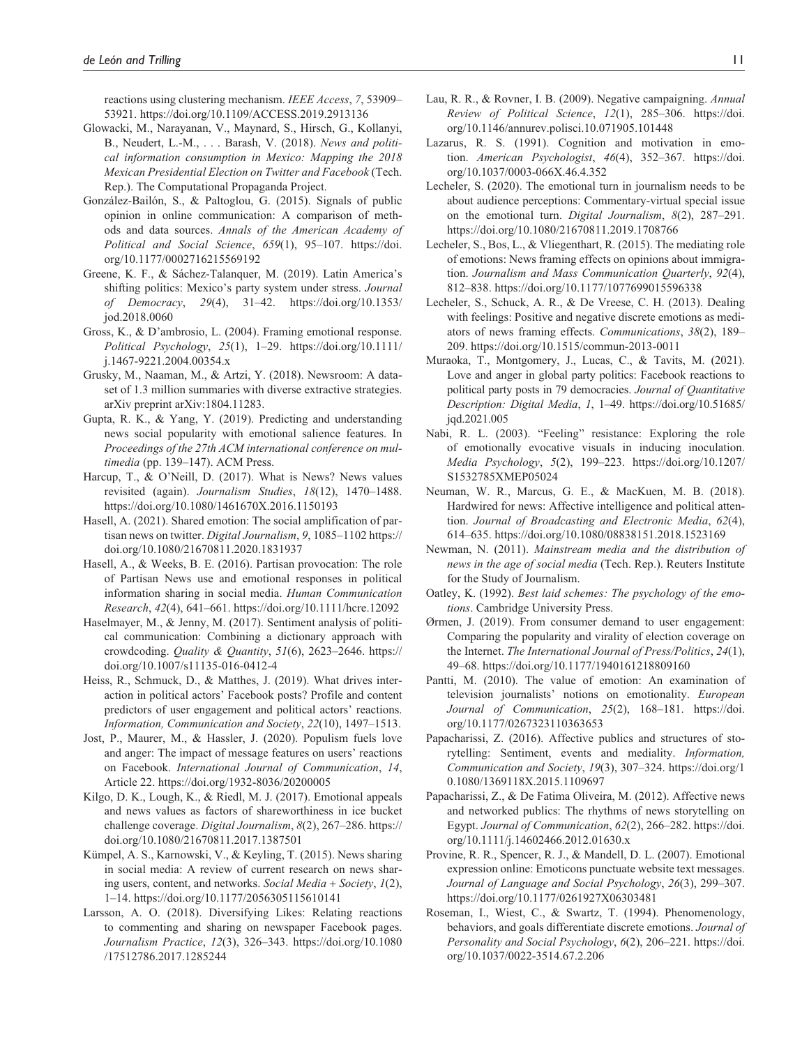reactions using clustering mechanism. *IEEE Access*, *7*, 53909–53921. https://doi.org/10.1109/ACCESS.2019.2913136

Glowacki, M., Narayanan, V., Maynard, S., Hirsch, G., Kollanyi, B., Neudert, L.-M., . . . Barash, V. (2018). *News and political information consumption in Mexico: Mapping the 2018 Mexican Presidential Election on Twitter and Facebook* (Tech. Rep.). The Computational Propaganda Project.

González-Bailón, S., & Paltoglou, G. (2015). Signals of public opinion in online communication: A comparison of methods and data sources. *Annals of the American Academy of Political and Social Science*, *659*(1), 95–107. https://doi.org/10.1177/0002716215569192

Greene, K. F., & Sáchez-Talanquer, M. (2019). Latin America's shifting politics: Mexico's party system under stress. *Journal of Democracy*, *29*(4), 31–42. https://doi.org/10.1353/jod.2018.0060

Gross, K., & D'ambrosio, L. (2004). Framing emotional response. *Political Psychology*, *25*(1), 1–29. https://doi.org/10.1111/j.1467-9221.2004.00354.x

Grusky, M., Naaman, M., & Artzi, Y. (2018). Newsroom: A dataset of 1.3 million summaries with diverse extractive strategies. arXiv preprint arXiv:1804.11283.

Gupta, R. K., & Yang, Y. (2019). Predicting and understanding news social popularity with emotional salience features. In *Proceedings of the 27th ACM international conference on multimedia* (pp. 139–147). ACM Press.

Harcup, T., & O'Neill, D. (2017). What is News? News values revisited (again). *Journalism Studies*, *18*(12), 1470–1488. https://doi.org/10.1080/1461670X.2016.1150193

Hasell, A. (2021). Shared emotion: The social amplification of partisan news on twitter. *Digital Journalism*, *9*, 1085–1102 https://doi.org/10.1080/21670811.2020.1831937

Hasell, A., & Weeks, B. E. (2016). Partisan provocation: The role of Partisan News use and emotional responses in political information sharing in social media. *Human Communication Research*, *42*(4), 641–661. https://doi.org/10.1111/hcre.12092

Haselmayer, M., & Jenny, M. (2017). Sentiment analysis of political communication: Combining a dictionary approach with crowdcoding. *Quality & Quantity*, *51*(6), 2623–2646. https://doi.org/10.1007/s11135-016-0412-4

Heiss, R., Schmuck, D., & Matthes, J. (2019). What drives interaction in political actors' Facebook posts? Profile and content predictors of user engagement and political actors' reactions. *Information, Communication and Society*, *22*(10), 1497–1513.

Jost, P., Maurer, M., & Hassler, J. (2020). Populism fuels love and anger: The impact of message features on users' reactions on Facebook. *International Journal of Communication*, *14*, Article 22. https://doi.org/1932-8036/20200005

Kilgo, D. K., Lough, K., & Riedl, M. J. (2017). Emotional appeals and news values as factors of shareworthiness in ice bucket challenge coverage. *Digital Journalism*, *8*(2), 267–286. https://doi.org/10.1080/21670811.2017.1387501

Kümpel, A. S., Karnowski, V., & Keyling, T. (2015). News sharing in social media: A review of current research on news sharing users, content, and networks. *Social Media + Society*, *1*(2), 1–14. https://doi.org/10.1177/2056305115610141

Larsson, A. O. (2018). Diversifying Likes: Relating reactions to commenting and sharing on newspaper Facebook pages. *Journalism Practice*, *12*(3), 326–343. https://doi.org/10.1080/17512786.2017.1285244

Lau, R. R., & Rovner, I. B. (2009). Negative campaigning. *Annual Review of Political Science*, *12*(1), 285–306. https://doi.org/10.1146/annurev.polisci.10.071905.101448

Lazarus, R. S. (1991). Cognition and motivation in emotion. *American Psychologist*, *46*(4), 352–367. https://doi.org/10.1037/0003-066X.46.4.352

Lecheler, S. (2020). The emotional turn in journalism needs to be about audience perceptions: Commentary-virtual special issue on the emotional turn. *Digital Journalism*, *8*(2), 287–291. https://doi.org/10.1080/21670811.2019.1708766

Lecheler, S., Bos, L., & Vliegenthart, R. (2015). The mediating role of emotions: News framing effects on opinions about immigration. *Journalism and Mass Communication Quarterly*, *92*(4), 812–838. https://doi.org/10.1177/1077699015596338

Lecheler, S., Schuck, A. R., & De Vreese, C. H. (2013). Dealing with feelings: Positive and negative discrete emotions as mediators of news framing effects. *Communications*, *38*(2), 189–209. https://doi.org/10.1515/commun-2013-0011

Muraoka, T., Montgomery, J., Lucas, C., & Tavits, M. (2021). Love and anger in global party politics: Facebook reactions to political party posts in 79 democracies. *Journal of Quantitative Description: Digital Media*, *1*, 1–49. https://doi.org/10.51685/jqd.2021.005

Nabi, R. L. (2003). "Feeling" resistance: Exploring the role of emotionally evocative visuals in inducing inoculation. *Media Psychology*, *5*(2), 199–223. https://doi.org/10.1207/S1532785XMEP05024

Neuman, W. R., Marcus, G. E., & MacKuen, M. B. (2018). Hardwired for news: Affective intelligence and political attention. *Journal of Broadcasting and Electronic Media*, *62*(4), 614–635. https://doi.org/10.1080/08838151.2018.1523169

Newman, N. (2011). *Mainstream media and the distribution of news in the age of social media* (Tech. Rep.). Reuters Institute for the Study of Journalism.

Oatley, K. (1992). *Best laid schemes: The psychology of the emotions*. Cambridge University Press.

Ørmen, J. (2019). From consumer demand to user engagement: Comparing the popularity and virality of election coverage on the Internet. *The International Journal of Press/Politics*, *24*(1), 49–68. https://doi.org/10.1177/1940161218809160

Pantti, M. (2010). The value of emotion: An examination of television journalists' notions on emotionality. *European Journal of Communication*, *25*(2), 168–181. https://doi.org/10.1177/0267323110363653

Papacharissi, Z. (2016). Affective publics and structures of storytelling: Sentiment, events and mediality. *Information, Communication and Society*, *19*(3), 307–324. https://doi.org/10.1080/1369118X.2015.1109697

Papacharissi, Z., & De Fatima Oliveira, M. (2012). Affective news and networked publics: The rhythms of news storytelling on Egypt. *Journal of Communication*, *62*(2), 266–282. https://doi.org/10.1111/j.14602466.2012.01630.x

Provine, R. R., Spencer, R. J., & Mandell, D. L. (2007). Emotional expression online: Emoticons punctuate website text messages. *Journal of Language and Social Psychology*, *26*(3), 299–307. https://doi.org/10.1177/0261927X06303481

Roseman, I., Wiest, C., & Swartz, T. (1994). Phenomenology, behaviors, and goals differentiate discrete emotions. *Journal of Personality and Social Psychology*, *6*(2), 206–221. https://doi.org/10.1037/0022-3514.67.2.206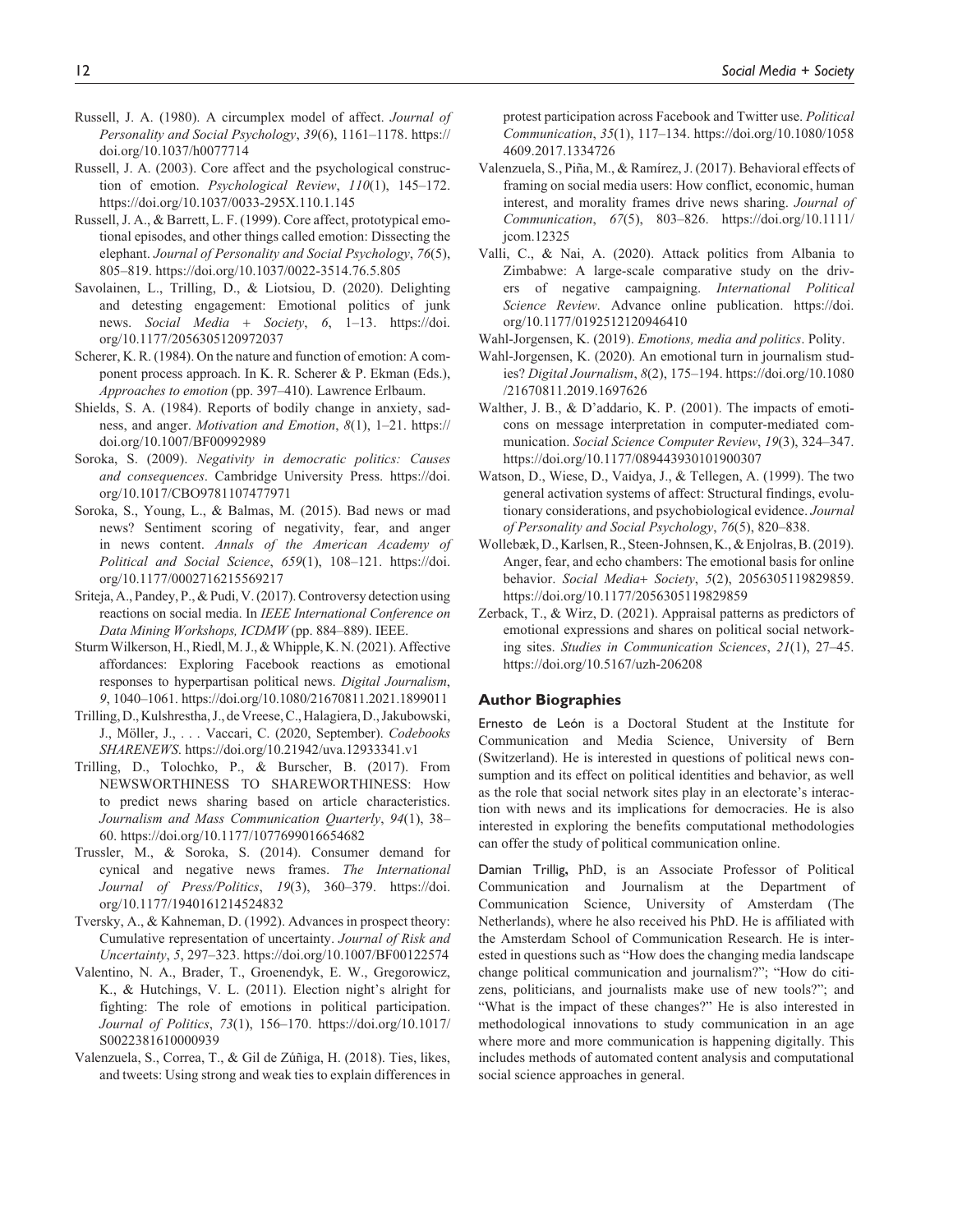Russell, J. A. (1980). A circumplex model of affect. *Journal of Personality and Social Psychology*, *39*(6), 1161–1178. https://doi.org/10.1037/h0077714

Russell, J. A. (2003). Core affect and the psychological construction of emotion. *Psychological Review*, *110*(1), 145–172. https://doi.org/10.1037/0033-295X.110.1.145

Russell, J. A., & Barrett, L. F. (1999). Core affect, prototypical emotional episodes, and other things called emotion: Dissecting the elephant. *Journal of Personality and Social Psychology*, *76*(5), 805–819. https://doi.org/10.1037/0022-3514.76.5.805

Savolainen, L., Trilling, D., & Liotsiou, D. (2020). Delighting and detesting engagement: Emotional politics of junk news. *Social Media + Society*, *6*, 1–13. https://doi.org/10.1177/2056305120972037

Scherer, K. R. (1984). On the nature and function of emotion: A component process approach. In K. R. Scherer & P. Ekman (Eds.), *Approaches to emotion* (pp. 397–410). Lawrence Erlbaum.

Shields, S. A. (1984). Reports of bodily change in anxiety, sadness, and anger. *Motivation and Emotion*, *8*(1), 1–21. https://doi.org/10.1007/BF00992989

Soroka, S. (2009). *Negativity in democratic politics: Causes and consequences*. Cambridge University Press. https://doi.org/10.1017/CBO9781107477971

Soroka, S., Young, L., & Balmas, M. (2015). Bad news or mad news? Sentiment scoring of negativity, fear, and anger in news content. *Annals of the American Academy of Political and Social Science*, *659*(1), 108–121. https://doi.org/10.1177/0002716215569217

Sriteja, A., Pandey, P., & Pudi, V. (2017). Controversy detection using reactions on social media. In *IEEE International Conference on Data Mining Workshops, ICDMW* (pp. 884–889). IEEE.

Sturm Wilkerson, H., Riedl, M. J., & Whipple, K. N. (2021). Affective affordances: Exploring Facebook reactions as emotional responses to hyperpartisan political news. *Digital Journalism*, *9*, 1040–1061. https://doi.org/10.1080/21670811.2021.1899011

Trilling, D., Kulshrestha, J., de Vreese, C., Halagiera, D., Jakubowski, J., Möller, J., . . . Vaccari, C. (2020, September). *Codebooks SHARENEWS*. https://doi.org/10.21942/uva.12933341.v1

Trilling, D., Tolochko, P., & Burscher, B. (2017). From NEWSWORTHINESS TO SHAREWORTHINESS: How to predict news sharing based on article characteristics. *Journalism and Mass Communication Quarterly*, *94*(1), 38–60. https://doi.org/10.1177/1077699016654682

Trussler, M., & Soroka, S. (2014). Consumer demand for cynical and negative news frames. *The International Journal of Press/Politics*, *19*(3), 360–379. https://doi.org/10.1177/1940161214524832

Tversky, A., & Kahneman, D. (1992). Advances in prospect theory: Cumulative representation of uncertainty. *Journal of Risk and Uncertainty*, *5*, 297–323. https://doi.org/10.1007/BF00122574

Valentino, N. A., Brader, T., Groenendyk, E. W., Gregorowicz, K., & Hutchings, V. L. (2011). Election night's alright for fighting: The role of emotions in political participation. *Journal of Politics*, *73*(1), 156–170. https://doi.org/10.1017/S0022381610000939

Valenzuela, S., Correa, T., & Gil de Zúñiga, H. (2018). Ties, likes, and tweets: Using strong and weak ties to explain differences in protest participation across Facebook and Twitter use. *Political Communication*, *35*(1), 117–134. https://doi.org/10.1080/10584609.2017.1334726

Valenzuela, S., Piña, M., & Ramírez, J. (2017). Behavioral effects of framing on social media users: How conflict, economic, human interest, and morality frames drive news sharing. *Journal of Communication*, *67*(5), 803–826. https://doi.org/10.1111/jcom.12325

Valli, C., & Nai, A. (2020). Attack politics from Albania to Zimbabwe: A large-scale comparative study on the drivers of negative campaigning. *International Political Science Review*. Advance online publication. https://doi.org/10.1177/0192512120946410

Wahl-Jorgensen, K. (2019). *Emotions, media and politics*. Polity.

Wahl-Jorgensen, K. (2020). An emotional turn in journalism studies? *Digital Journalism*, *8*(2), 175–194. https://doi.org/10.1080/21670811.2019.1697626

Walther, J. B., & D'addario, K. P. (2001). The impacts of emoticons on message interpretation in computer-mediated communication. *Social Science Computer Review*, *19*(3), 324–347. https://doi.org/10.1177/089443930101900307

Watson, D., Wiese, D., Vaidya, J., & Tellegen, A. (1999). The two general activation systems of affect: Structural findings, evolutionary considerations, and psychobiological evidence. *Journal of Personality and Social Psychology*, *76*(5), 820–838.

Wollebæk, D., Karlsen, R., Steen-Johnsen, K., & Enjolras, B. (2019). Anger, fear, and echo chambers: The emotional basis for online behavior. *Social Media+ Society*, *5*(2), 2056305119829859. https://doi.org/10.1177/2056305119829859

Zerback, T., & Wirz, D. (2021). Appraisal patterns as predictors of emotional expressions and shares on political social networking sites. *Studies in Communication Sciences*, *21*(1), 27–45. https://doi.org/10.5167/uzh-206208

## Author Biographies

**Ernesto de León** is a Doctoral Student at the Institute for Communication and Media Science, University of Bern (Switzerland). He is interested in questions of political news consumption and its effect on political identities and behavior, as well as the role that social network sites play in an electorate's interaction with news and its implications for democracies. He is also interested in exploring the benefits computational methodologies can offer the study of political communication online.

**Damian Trillig,** PhD, is an Associate Professor of Political Communication and Journalism at the Department of Communication Science, University of Amsterdam (The Netherlands), where he also received his PhD. He is affiliated with the Amsterdam School of Communication Research. He is interested in questions such as "How does the changing media landscape change political communication and journalism?"; "How do citizens, politicians, and journalists make use of new tools?"; and "What is the impact of these changes?" He is also interested in methodological innovations to study communication in an age where more and more communication is happening digitally. This includes methods of automated content analysis and computational social science approaches in general.